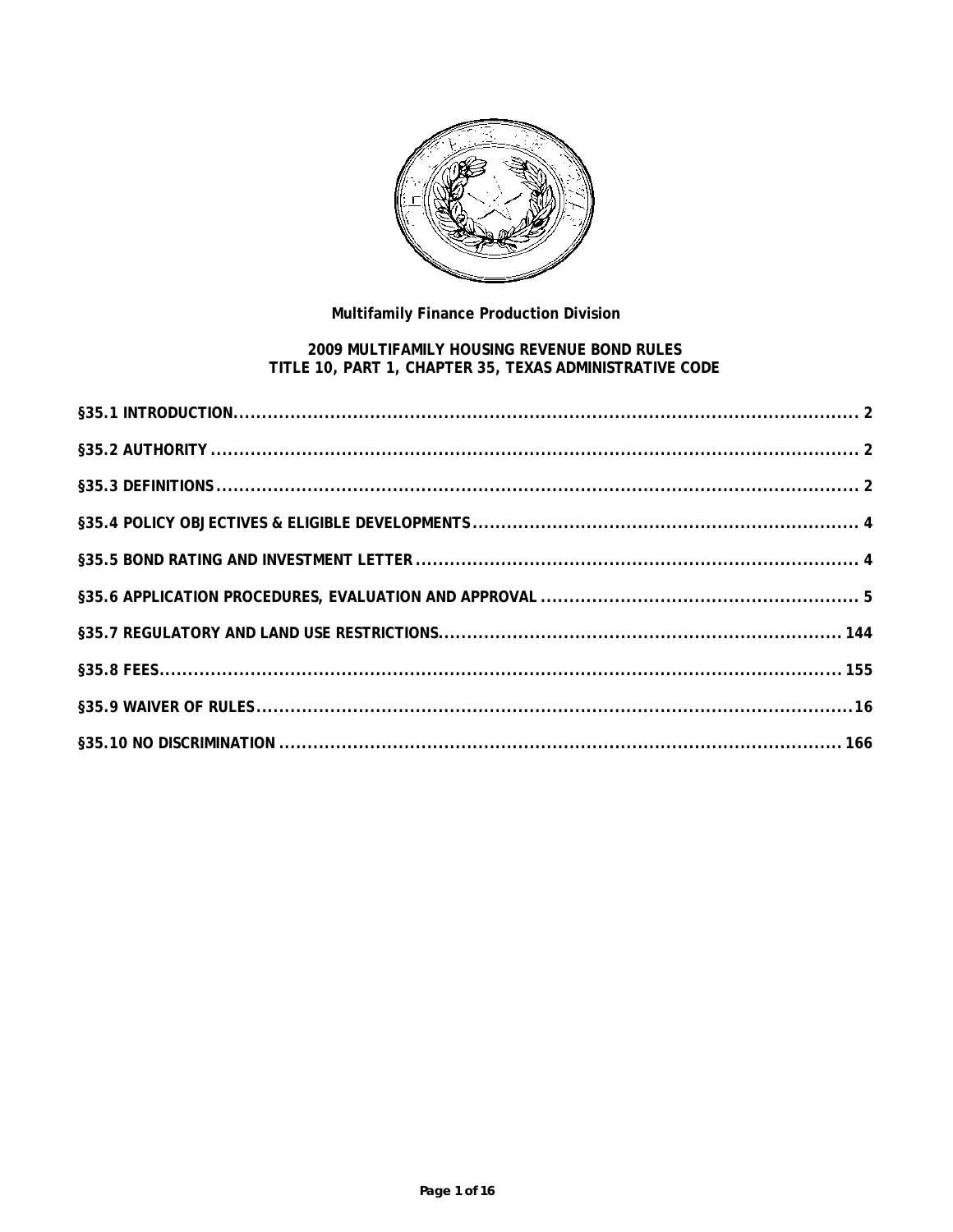**Multifamily Finance Production Division**

**2009 MULTIFAMILY HOUSING REVENUE BOND RULES**
**TITLE 10, PART 1, CHAPTER 35, TEXAS ADMINISTRATIVE CODE**

| | |
|---|---|
| §35.1 INTRODUCTION | 2 |
| §35.2 AUTHORITY | 2 |
| §35.3 DEFINITIONS | 2 |
| §35.4 POLICY OBJECTIVES & ELIGIBLE DEVELOPMENTS | 4 |
| §35.5 BOND RATING AND INVESTMENT LETTER | 4 |
| §35.6 APPLICATION PROCEDURES, EVALUATION AND APPROVAL | 5 |
| §35.7 REGULATORY AND LAND USE RESTRICTIONS | 144 |
| §35.8 FEES | 155 |
| §35.9 WAIVER OF RULES | 16 |
| §35.10 NO DISCRIMINATION | 166 |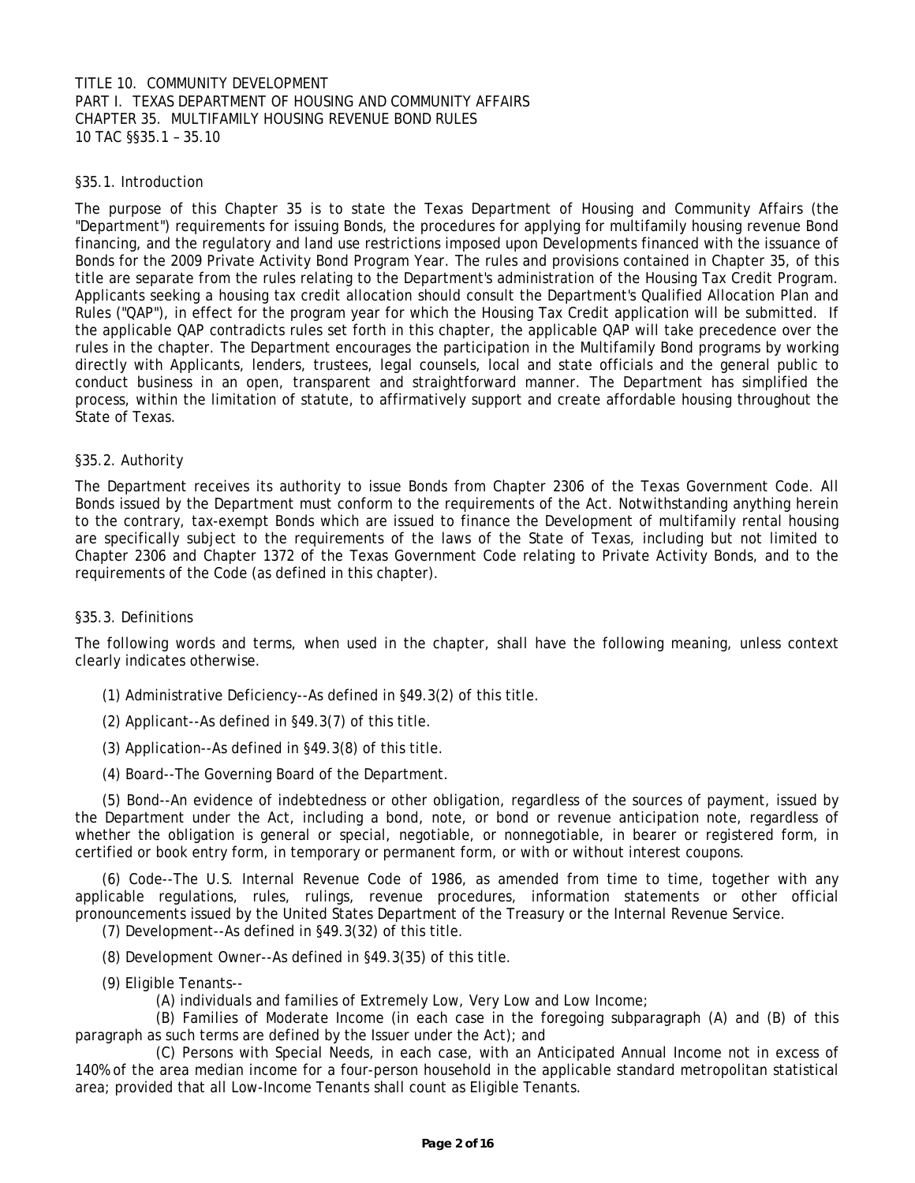TITLE 10. COMMUNITY DEVELOPMENT
PART I. TEXAS DEPARTMENT OF HOUSING AND COMMUNITY AFFAIRS
CHAPTER 35. MULTIFAMILY HOUSING REVENUE BOND RULES
10 TAC §§35.1 – 35.10

## §35.1. Introduction

The purpose of this Chapter 35 is to state the Texas Department of Housing and Community Affairs (the "Department") requirements for issuing Bonds, the procedures for applying for multifamily housing revenue Bond financing, and the regulatory and land use restrictions imposed upon Developments financed with the issuance of Bonds for the 2009 Private Activity Bond Program Year. The rules and provisions contained in Chapter 35, of this title are separate from the rules relating to the Department's administration of the Housing Tax Credit Program. Applicants seeking a housing tax credit allocation should consult the Department's Qualified Allocation Plan and Rules ("QAP"), in effect for the program year for which the Housing Tax Credit application will be submitted. If the applicable QAP contradicts rules set forth in this chapter, the applicable QAP will take precedence over the rules in the chapter. The Department encourages the participation in the Multifamily Bond programs by working directly with Applicants, lenders, trustees, legal counsels, local and state officials and the general public to conduct business in an open, transparent and straightforward manner. The Department has simplified the process, within the limitation of statute, to affirmatively support and create affordable housing throughout the State of Texas.

## §35.2. Authority

The Department receives its authority to issue Bonds from Chapter 2306 of the Texas Government Code. All Bonds issued by the Department must conform to the requirements of the Act. Notwithstanding anything herein to the contrary, tax-exempt Bonds which are issued to finance the Development of multifamily rental housing are specifically subject to the requirements of the laws of the State of Texas, including but not limited to Chapter 2306 and Chapter 1372 of the Texas Government Code relating to Private Activity Bonds, and to the requirements of the Code (as defined in this chapter).

## §35.3. Definitions

The following words and terms, when used in the chapter, shall have the following meaning, unless context clearly indicates otherwise.

(1) Administrative Deficiency--As defined in §49.3(2) of this title.

(2) Applicant--As defined in §49.3(7) of this title.

(3) Application--As defined in §49.3(8) of this title.

(4) Board--The Governing Board of the Department.

(5) Bond--An evidence of indebtedness or other obligation, regardless of the sources of payment, issued by the Department under the Act, including a bond, note, or bond or revenue anticipation note, regardless of whether the obligation is general or special, negotiable, or nonnegotiable, in bearer or registered form, in certified or book entry form, in temporary or permanent form, or with or without interest coupons.

(6) Code--The U.S. Internal Revenue Code of 1986, as amended from time to time, together with any applicable regulations, rules, rulings, revenue procedures, information statements or other official pronouncements issued by the United States Department of the Treasury or the Internal Revenue Service.

(7) Development--As defined in §49.3(32) of this title.

(8) Development Owner--As defined in §49.3(35) of this title.

(9) Eligible Tenants--

(A) individuals and families of Extremely Low, Very Low and Low Income;

(B) Families of Moderate Income (in each case in the foregoing subparagraph (A) and (B) of this paragraph as such terms are defined by the Issuer under the Act); and

(C) Persons with Special Needs, in each case, with an Anticipated Annual Income not in excess of 140% of the area median income for a four-person household in the applicable standard metropolitan statistical area; provided that all Low-Income Tenants shall count as Eligible Tenants.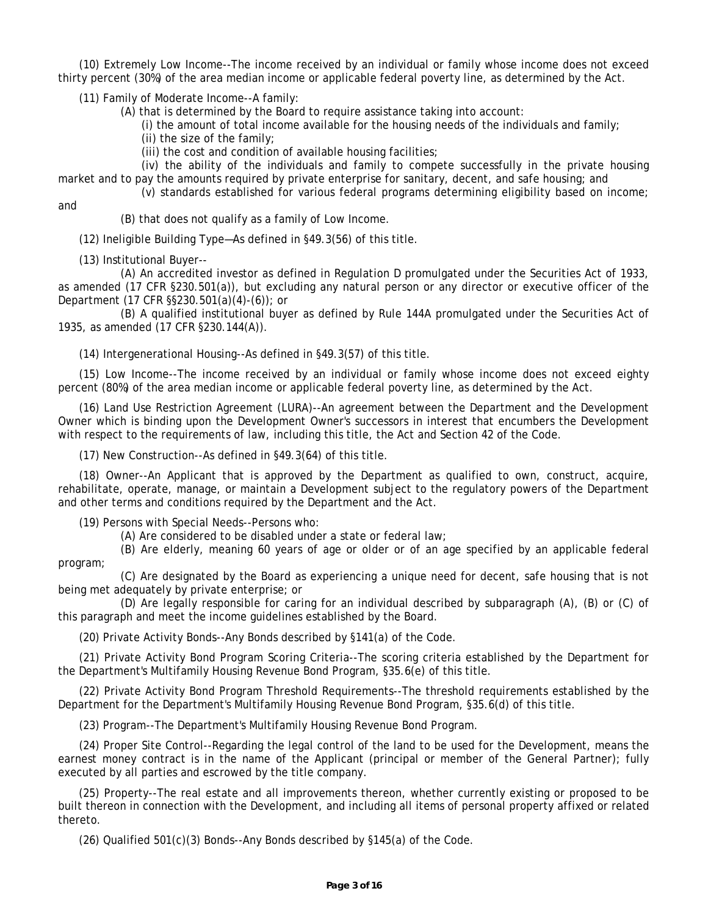(10) Extremely Low Income--The income received by an individual or family whose income does not exceed thirty percent (30%) of the area median income or applicable federal poverty line, as determined by the Act.

(11) Family of Moderate Income--A family:

(A) that is determined by the Board to require assistance taking into account:

(i) the amount of total income available for the housing needs of the individuals and family;

(ii) the size of the family;

(iii) the cost and condition of available housing facilities;

(iv) the ability of the individuals and family to compete successfully in the private housing market and to pay the amounts required by private enterprise for sanitary, decent, and safe housing; and

(v) standards established for various federal programs determining eligibility based on income; and

(B) that does not qualify as a family of Low Income.

(12) Ineligible Building Type—As defined in §49.3(56) of this title.

(13) Institutional Buyer--

(A) An accredited investor as defined in Regulation D promulgated under the Securities Act of 1933, as amended (17 CFR §230.501(a)), but excluding any natural person or any director or executive officer of the Department (17 CFR §§230.501(a)(4)-(6)); or

(B) A qualified institutional buyer as defined by Rule 144A promulgated under the Securities Act of 1935, as amended (17 CFR §230.144(A)).

(14) Intergenerational Housing--As defined in §49.3(57) of this title.

(15) Low Income--The income received by an individual or family whose income does not exceed eighty percent (80%) of the area median income or applicable federal poverty line, as determined by the Act.

(16) Land Use Restriction Agreement (LURA)--An agreement between the Department and the Development Owner which is binding upon the Development Owner's successors in interest that encumbers the Development with respect to the requirements of law, including this title, the Act and Section 42 of the Code.

(17) New Construction--As defined in §49.3(64) of this title.

(18) Owner--An Applicant that is approved by the Department as qualified to own, construct, acquire, rehabilitate, operate, manage, or maintain a Development subject to the regulatory powers of the Department and other terms and conditions required by the Department and the Act.

(19) Persons with Special Needs--Persons who:

(A) Are considered to be disabled under a state or federal law;

(B) Are elderly, meaning 60 years of age or older or of an age specified by an applicable federal program;

(C) Are designated by the Board as experiencing a unique need for decent, safe housing that is not being met adequately by private enterprise; or

(D) Are legally responsible for caring for an individual described by subparagraph (A), (B) or (C) of this paragraph and meet the income guidelines established by the Board.

(20) Private Activity Bonds--Any Bonds described by §141(a) of the Code.

(21) Private Activity Bond Program Scoring Criteria--The scoring criteria established by the Department for the Department's Multifamily Housing Revenue Bond Program, §35.6(e) of this title.

(22) Private Activity Bond Program Threshold Requirements--The threshold requirements established by the Department for the Department's Multifamily Housing Revenue Bond Program, §35.6(d) of this title.

(23) Program--The Department's Multifamily Housing Revenue Bond Program.

(24) Proper Site Control--Regarding the legal control of the land to be used for the Development, means the earnest money contract is in the name of the Applicant (principal or member of the General Partner); fully executed by all parties and escrowed by the title company.

(25) Property--The real estate and all improvements thereon, whether currently existing or proposed to be built thereon in connection with the Development, and including all items of personal property affixed or related thereto.

(26) Qualified 501(c)(3) Bonds--Any Bonds described by §145(a) of the Code.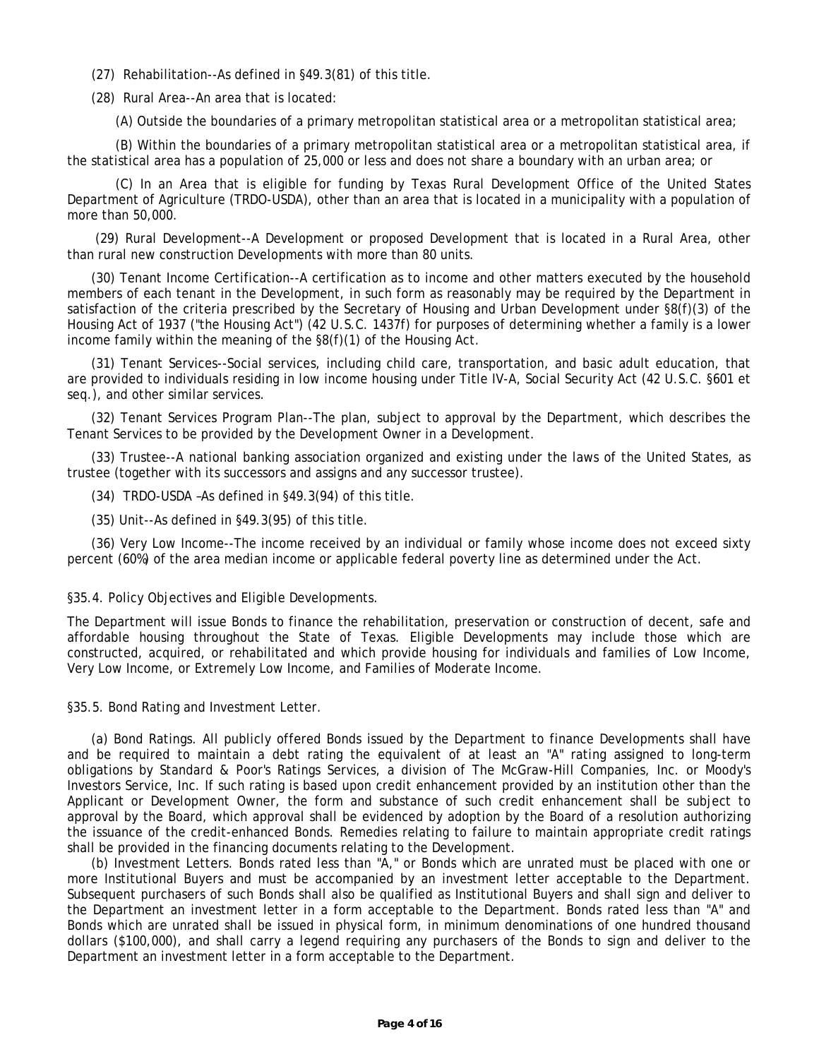(27) Rehabilitation--As defined in §49.3(81) of this title.

(28) Rural Area--An area that is located:

(A) Outside the boundaries of a primary metropolitan statistical area or a metropolitan statistical area;

(B) Within the boundaries of a primary metropolitan statistical area or a metropolitan statistical area, if the statistical area has a population of 25,000 or less and does not share a boundary with an urban area; or

(C) In an Area that is eligible for funding by Texas Rural Development Office of the United States Department of Agriculture (TRDO-USDA), other than an area that is located in a municipality with a population of more than 50,000.

(29) Rural Development--A Development or proposed Development that is located in a Rural Area, other than rural new construction Developments with more than 80 units.

(30) Tenant Income Certification--A certification as to income and other matters executed by the household members of each tenant in the Development, in such form as reasonably may be required by the Department in satisfaction of the criteria prescribed by the Secretary of Housing and Urban Development under §8(f)(3) of the Housing Act of 1937 ("the Housing Act") (42 U.S.C. 1437f) for purposes of determining whether a family is a lower income family within the meaning of the §8(f)(1) of the Housing Act.

(31) Tenant Services--Social services, including child care, transportation, and basic adult education, that are provided to individuals residing in low income housing under Title IV-A, Social Security Act (42 U.S.C. §601 et seq.), and other similar services.

(32) Tenant Services Program Plan--The plan, subject to approval by the Department, which describes the Tenant Services to be provided by the Development Owner in a Development.

(33) Trustee--A national banking association organized and existing under the laws of the United States, as trustee (together with its successors and assigns and any successor trustee).

(34) TRDO-USDA –As defined in §49.3(94) of this title.

(35) Unit--As defined in §49.3(95) of this title.

(36) Very Low Income--The income received by an individual or family whose income does not exceed sixty percent (60%) of the area median income or applicable federal poverty line as determined under the Act.

§35.4. Policy Objectives and Eligible Developments.

The Department will issue Bonds to finance the rehabilitation, preservation or construction of decent, safe and affordable housing throughout the State of Texas. Eligible Developments may include those which are constructed, acquired, or rehabilitated and which provide housing for individuals and families of Low Income, Very Low Income, or Extremely Low Income, and Families of Moderate Income.

§35.5. Bond Rating and Investment Letter.

(a) Bond Ratings. All publicly offered Bonds issued by the Department to finance Developments shall have and be required to maintain a debt rating the equivalent of at least an "A" rating assigned to long-term obligations by Standard & Poor's Ratings Services, a division of The McGraw-Hill Companies, Inc. or Moody's Investors Service, Inc. If such rating is based upon credit enhancement provided by an institution other than the Applicant or Development Owner, the form and substance of such credit enhancement shall be subject to approval by the Board, which approval shall be evidenced by adoption by the Board of a resolution authorizing the issuance of the credit-enhanced Bonds. Remedies relating to failure to maintain appropriate credit ratings shall be provided in the financing documents relating to the Development.

(b) Investment Letters. Bonds rated less than "A," or Bonds which are unrated must be placed with one or more Institutional Buyers and must be accompanied by an investment letter acceptable to the Department. Subsequent purchasers of such Bonds shall also be qualified as Institutional Buyers and shall sign and deliver to the Department an investment letter in a form acceptable to the Department. Bonds rated less than "A" and Bonds which are unrated shall be issued in physical form, in minimum denominations of one hundred thousand dollars ($100,000), and shall carry a legend requiring any purchasers of the Bonds to sign and deliver to the Department an investment letter in a form acceptable to the Department.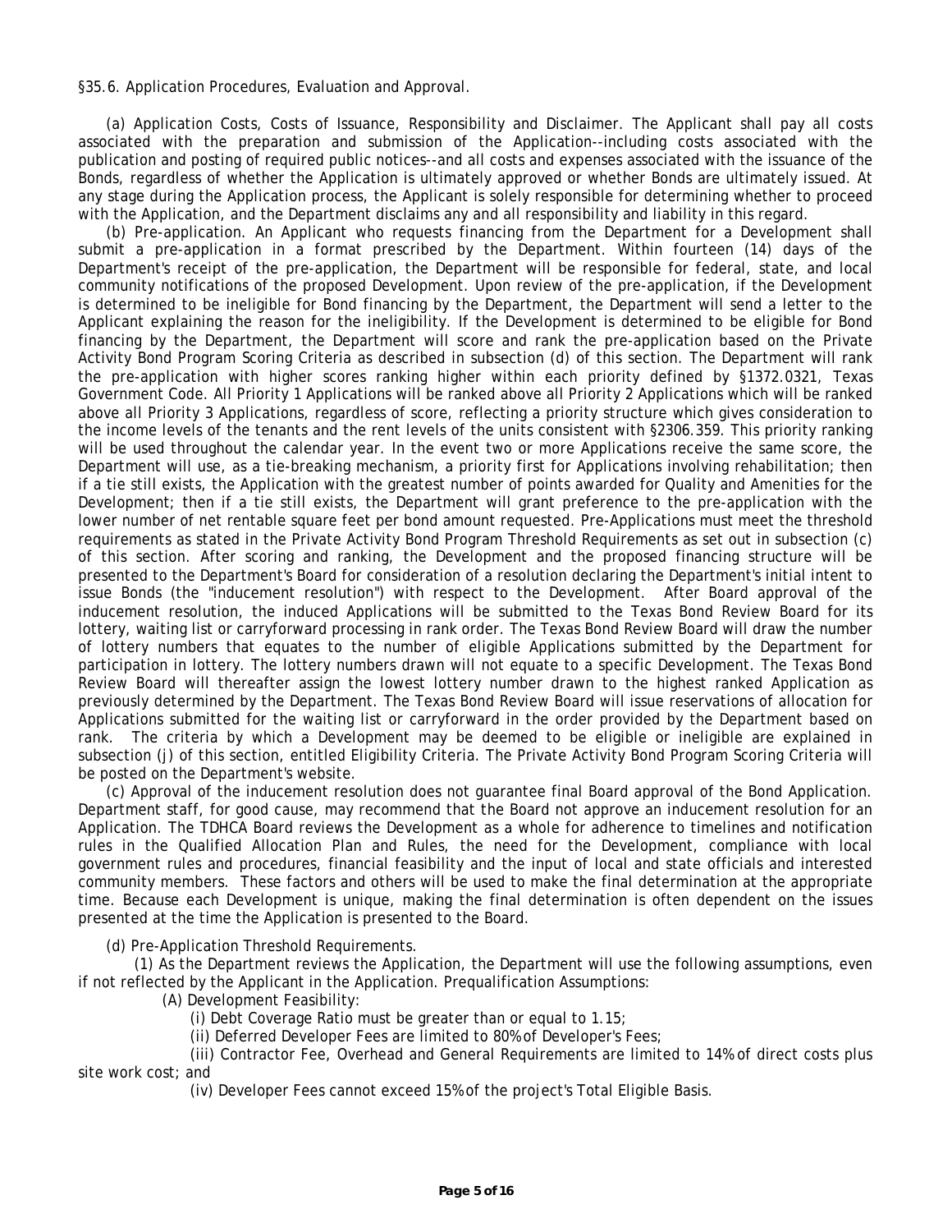§35.6. Application Procedures, Evaluation and Approval.

(a) Application Costs, Costs of Issuance, Responsibility and Disclaimer. The Applicant shall pay all costs associated with the preparation and submission of the Application--including costs associated with the publication and posting of required public notices--and all costs and expenses associated with the issuance of the Bonds, regardless of whether the Application is ultimately approved or whether Bonds are ultimately issued. At any stage during the Application process, the Applicant is solely responsible for determining whether to proceed with the Application, and the Department disclaims any and all responsibility and liability in this regard.

(b) Pre-application. An Applicant who requests financing from the Department for a Development shall submit a pre-application in a format prescribed by the Department. Within fourteen (14) days of the Department's receipt of the pre-application, the Department will be responsible for federal, state, and local community notifications of the proposed Development. Upon review of the pre-application, if the Development is determined to be ineligible for Bond financing by the Department, the Department will send a letter to the Applicant explaining the reason for the ineligibility. If the Development is determined to be eligible for Bond financing by the Department, the Department will score and rank the pre-application based on the Private Activity Bond Program Scoring Criteria as described in subsection (d) of this section. The Department will rank the pre-application with higher scores ranking higher within each priority defined by §1372.0321, Texas Government Code. All Priority 1 Applications will be ranked above all Priority 2 Applications which will be ranked above all Priority 3 Applications, regardless of score, reflecting a priority structure which gives consideration to the income levels of the tenants and the rent levels of the units consistent with §2306.359. This priority ranking will be used throughout the calendar year. In the event two or more Applications receive the same score, the Department will use, as a tie-breaking mechanism, a priority first for Applications involving rehabilitation; then if a tie still exists, the Application with the greatest number of points awarded for Quality and Amenities for the Development; then if a tie still exists, the Department will grant preference to the pre-application with the lower number of net rentable square feet per bond amount requested. Pre-Applications must meet the threshold requirements as stated in the Private Activity Bond Program Threshold Requirements as set out in subsection (c) of this section. After scoring and ranking, the Development and the proposed financing structure will be presented to the Department's Board for consideration of a resolution declaring the Department's initial intent to issue Bonds (the "inducement resolution") with respect to the Development. After Board approval of the inducement resolution, the induced Applications will be submitted to the Texas Bond Review Board for its lottery, waiting list or carryforward processing in rank order. The Texas Bond Review Board will draw the number of lottery numbers that equates to the number of eligible Applications submitted by the Department for participation in lottery. The lottery numbers drawn will not equate to a specific Development. The Texas Bond Review Board will thereafter assign the lowest lottery number drawn to the highest ranked Application as previously determined by the Department. The Texas Bond Review Board will issue reservations of allocation for Applications submitted for the waiting list or carryforward in the order provided by the Department based on rank. The criteria by which a Development may be deemed to be eligible or ineligible are explained in subsection (j) of this section, entitled Eligibility Criteria. The Private Activity Bond Program Scoring Criteria will be posted on the Department's website.

(c) Approval of the inducement resolution does not guarantee final Board approval of the Bond Application. Department staff, for good cause, may recommend that the Board not approve an inducement resolution for an Application. The TDHCA Board reviews the Development as a whole for adherence to timelines and notification rules in the Qualified Allocation Plan and Rules, the need for the Development, compliance with local government rules and procedures, financial feasibility and the input of local and state officials and interested community members. These factors and others will be used to make the final determination at the appropriate time. Because each Development is unique, making the final determination is often dependent on the issues presented at the time the Application is presented to the Board.

(d) Pre-Application Threshold Requirements.

(1) As the Department reviews the Application, the Department will use the following assumptions, even if not reflected by the Applicant in the Application. Prequalification Assumptions:

(A) Development Feasibility:

(i) Debt Coverage Ratio must be greater than or equal to 1.15;

(ii) Deferred Developer Fees are limited to 80% of Developer's Fees;

(iii) Contractor Fee, Overhead and General Requirements are limited to 14% of direct costs plus site work cost; and

(iv) Developer Fees cannot exceed 15% of the project's Total Eligible Basis.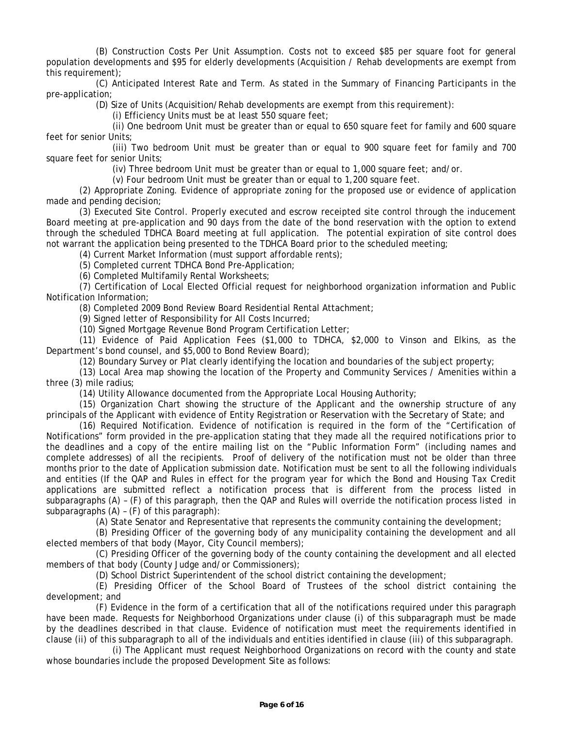(B) Construction Costs Per Unit Assumption. Costs not to exceed $85 per square foot for general population developments and $95 for elderly developments (Acquisition / Rehab developments are exempt from this requirement);

(C) Anticipated Interest Rate and Term. As stated in the Summary of Financing Participants in the pre-application;

(D) Size of Units (Acquisition/Rehab developments are exempt from this requirement):

(i) Efficiency Units must be at least 550 square feet;

(ii) One bedroom Unit must be greater than or equal to 650 square feet for family and 600 square feet for senior Units;

(iii) Two bedroom Unit must be greater than or equal to 900 square feet for family and 700 square feet for senior Units;

(iv) Three bedroom Unit must be greater than or equal to 1,000 square feet; and/or.

(v) Four bedroom Unit must be greater than or equal to 1,200 square feet.

(2) Appropriate Zoning. Evidence of appropriate zoning for the proposed use or evidence of application made and pending decision;

(3) Executed Site Control. Properly executed and escrow receipted site control through the inducement Board meeting at pre-application and 90 days from the date of the bond reservation with the option to extend through the scheduled TDHCA Board meeting at full application. The potential expiration of site control does not warrant the application being presented to the TDHCA Board prior to the scheduled meeting;

(4) Current Market Information (must support affordable rents);

(5) Completed current TDHCA Bond Pre-Application;

(6) Completed Multifamily Rental Worksheets;

(7) Certification of Local Elected Official request for neighborhood organization information and Public Notification Information;

(8) Completed 2009 Bond Review Board Residential Rental Attachment;

(9) Signed letter of Responsibility for All Costs Incurred;

(10) Signed Mortgage Revenue Bond Program Certification Letter;

(11) Evidence of Paid Application Fees ($1,000 to TDHCA, $2,000 to Vinson and Elkins, as the Department's bond counsel, and $5,000 to Bond Review Board);

(12) Boundary Survey or Plat clearly identifying the location and boundaries of the subject property;

(13) Local Area map showing the location of the Property and Community Services / Amenities within a three (3) mile radius;

(14) Utility Allowance documented from the Appropriate Local Housing Authority;

(15) Organization Chart showing the structure of the Applicant and the ownership structure of any principals of the Applicant with evidence of Entity Registration or Reservation with the Secretary of State; and

(16) Required Notification. Evidence of notification is required in the form of the "Certification of Notifications" form provided in the pre-application stating that they made all the required notifications prior to the deadlines and a copy of the entire mailing list on the "Public Information Form" (including names and complete addresses) of all the recipients. Proof of delivery of the notification must not be older than three months prior to the date of Application submission date. Notification must be sent to all the following individuals and entities (If the QAP and Rules in effect for the program year for which the Bond and Housing Tax Credit applications are submitted reflect a notification process that is different from the process listed in subparagraphs (A) – (F) of this paragraph, then the QAP and Rules will override the notification process listed in subparagraphs (A) – (F) of this paragraph):

(A) State Senator and Representative that represents the community containing the development;

(B) Presiding Officer of the governing body of any municipality containing the development and all elected members of that body (Mayor, City Council members);

(C) Presiding Officer of the governing body of the county containing the development and all elected members of that body (County Judge and/or Commissioners);

(D) School District Superintendent of the school district containing the development;

(E) Presiding Officer of the School Board of Trustees of the school district containing the development; and

(F) Evidence in the form of a certification that all of the notifications required under this paragraph have been made. Requests for Neighborhood Organizations under clause (i) of this subparagraph must be made by the deadlines described in that clause. Evidence of notification must meet the requirements identified in clause (ii) of this subparagraph to all of the individuals and entities identified in clause (iii) of this subparagraph.

(i) The Applicant must request Neighborhood Organizations on record with the county and state whose boundaries include the proposed Development Site as follows: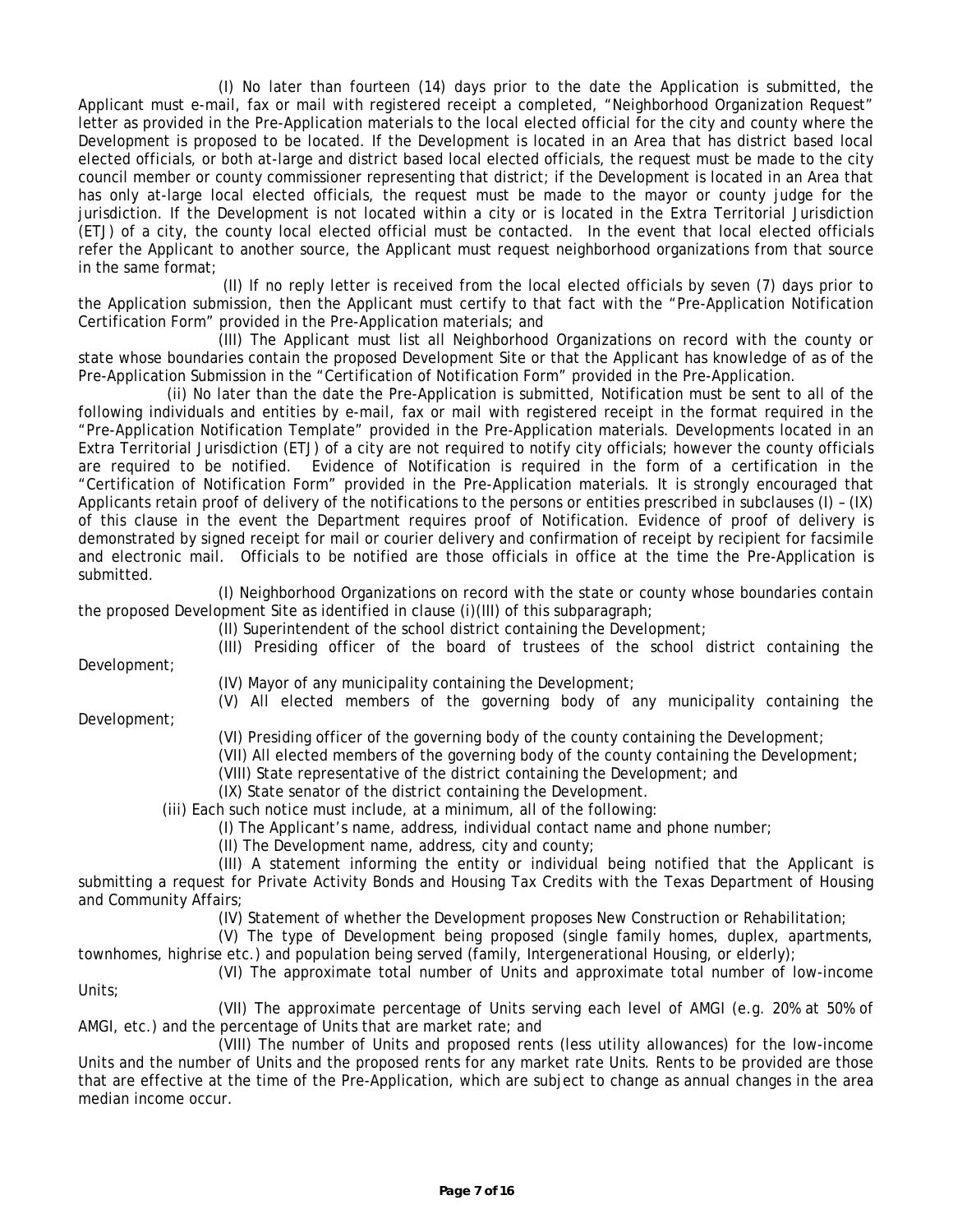(I) No later than fourteen (14) days prior to the date the Application is submitted, the Applicant must e-mail, fax or mail with registered receipt a completed, "Neighborhood Organization Request" letter as provided in the Pre-Application materials to the local elected official for the city and county where the Development is proposed to be located. If the Development is located in an Area that has district based local elected officials, or both at-large and district based local elected officials, the request must be made to the city council member or county commissioner representing that district; if the Development is located in an Area that has only at-large local elected officials, the request must be made to the mayor or county judge for the jurisdiction. If the Development is not located within a city or is located in the Extra Territorial Jurisdiction (ETJ) of a city, the county local elected official must be contacted. In the event that local elected officials refer the Applicant to another source, the Applicant must request neighborhood organizations from that source in the same format;

(II) If no reply letter is received from the local elected officials by seven (7) days prior to the Application submission, then the Applicant must certify to that fact with the "Pre-Application Notification Certification Form" provided in the Pre-Application materials; and

(III) The Applicant must list all Neighborhood Organizations on record with the county or state whose boundaries contain the proposed Development Site or that the Applicant has knowledge of as of the Pre-Application Submission in the "Certification of Notification Form" provided in the Pre-Application.

(ii) No later than the date the Pre-Application is submitted, Notification must be sent to all of the following individuals and entities by e-mail, fax or mail with registered receipt in the format required in the "Pre-Application Notification Template" provided in the Pre-Application materials. Developments located in an Extra Territorial Jurisdiction (ETJ) of a city are not required to notify city officials; however the county officials are required to be notified. Evidence of Notification is required in the form of a certification in the "Certification of Notification Form" provided in the Pre-Application materials. It is strongly encouraged that Applicants retain proof of delivery of the notifications to the persons or entities prescribed in subclauses (I) – (IX) of this clause in the event the Department requires proof of Notification. Evidence of proof of delivery is demonstrated by signed receipt for mail or courier delivery and confirmation of receipt by recipient for facsimile and electronic mail. Officials to be notified are those officials in office at the time the Pre-Application is submitted.

(I) Neighborhood Organizations on record with the state or county whose boundaries contain the proposed Development Site as identified in clause (i)(III) of this subparagraph;

(II) Superintendent of the school district containing the Development;

(III) Presiding officer of the board of trustees of the school district containing the Development;

(IV) Mayor of any municipality containing the Development;

(V) All elected members of the governing body of any municipality containing the Development;

(VI) Presiding officer of the governing body of the county containing the Development;

(VII) All elected members of the governing body of the county containing the Development;

(VIII) State representative of the district containing the Development; and

(IX) State senator of the district containing the Development.

(iii) Each such notice must include, at a minimum, all of the following:

(I) The Applicant's name, address, individual contact name and phone number;

(II) The Development name, address, city and county;

(III) A statement informing the entity or individual being notified that the Applicant is submitting a request for Private Activity Bonds and Housing Tax Credits with the Texas Department of Housing and Community Affairs;

(IV) Statement of whether the Development proposes New Construction or Rehabilitation;

(V) The type of Development being proposed (single family homes, duplex, apartments, townhomes, highrise etc.) and population being served (family, Intergenerational Housing, or elderly);

(VI) The approximate total number of Units and approximate total number of low-income Units;

(VII) The approximate percentage of Units serving each level of AMGI (e.g. 20% at 50% of AMGI, etc.) and the percentage of Units that are market rate; and

(VIII) The number of Units and proposed rents (less utility allowances) for the low-income Units and the number of Units and the proposed rents for any market rate Units. Rents to be provided are those that are effective at the time of the Pre-Application, which are subject to change as annual changes in the area median income occur.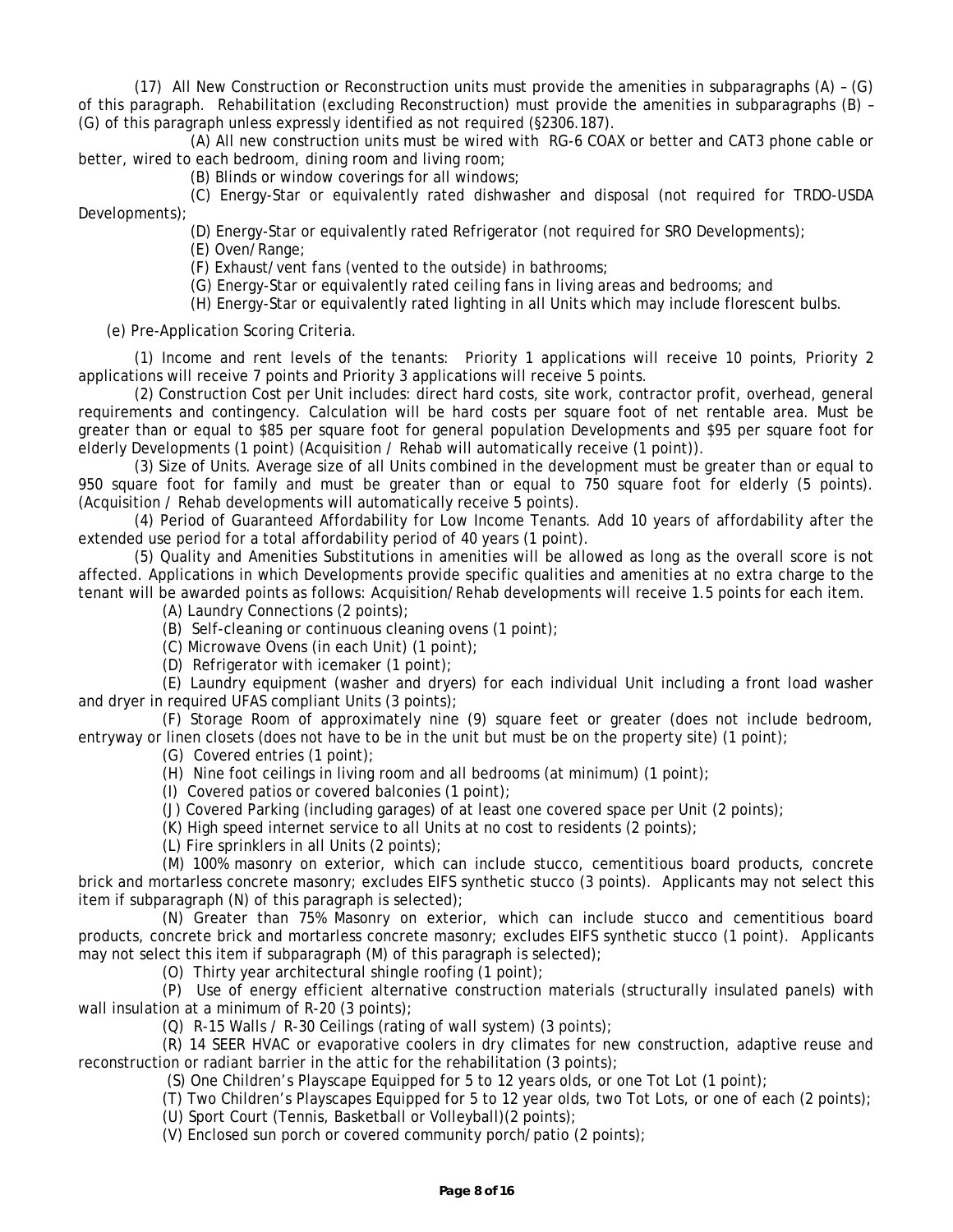(17) All New Construction or Reconstruction units must provide the amenities in subparagraphs (A) – (G) of this paragraph. Rehabilitation (excluding Reconstruction) must provide the amenities in subparagraphs (B) – (G) of this paragraph unless expressly identified as not required (§2306.187).

(A) All new construction units must be wired with RG-6 COAX or better and CAT3 phone cable or better, wired to each bedroom, dining room and living room;

(B) Blinds or window coverings for all windows;

(C) Energy-Star or equivalently rated dishwasher and disposal (not required for TRDO-USDA Developments);

(D) Energy-Star or equivalently rated Refrigerator (not required for SRO Developments);

(E) Oven/Range;

(F) Exhaust/vent fans (vented to the outside) in bathrooms;

(G) Energy-Star or equivalently rated ceiling fans in living areas and bedrooms; and

(H) Energy-Star or equivalently rated lighting in all Units which may include florescent bulbs.

(e) Pre-Application Scoring Criteria.

(1) Income and rent levels of the tenants: Priority 1 applications will receive 10 points, Priority 2 applications will receive 7 points and Priority 3 applications will receive 5 points.

(2) Construction Cost per Unit includes: direct hard costs, site work, contractor profit, overhead, general requirements and contingency. Calculation will be hard costs per square foot of net rentable area. Must be greater than or equal to $85 per square foot for general population Developments and $95 per square foot for elderly Developments (1 point) (Acquisition / Rehab will automatically receive (1 point)).

(3) Size of Units. Average size of all Units combined in the development must be greater than or equal to 950 square foot for family and must be greater than or equal to 750 square foot for elderly (5 points). (Acquisition / Rehab developments will automatically receive 5 points).

(4) Period of Guaranteed Affordability for Low Income Tenants. Add 10 years of affordability after the extended use period for a total affordability period of 40 years (1 point).

(5) Quality and Amenities Substitutions in amenities will be allowed as long as the overall score is not affected. Applications in which Developments provide specific qualities and amenities at no extra charge to the tenant will be awarded points as follows: Acquisition/Rehab developments will receive 1.5 points for each item.

(A) Laundry Connections (2 points);

(B) Self-cleaning or continuous cleaning ovens (1 point);

(C) Microwave Ovens (in each Unit) (1 point);

(D) Refrigerator with icemaker (1 point);

(E) Laundry equipment (washer and dryers) for each individual Unit including a front load washer and dryer in required UFAS compliant Units (3 points);

(F) Storage Room of approximately nine (9) square feet or greater (does not include bedroom, entryway or linen closets (does not have to be in the unit but must be on the property site) (1 point);

(G) Covered entries (1 point);

(H) Nine foot ceilings in living room and all bedrooms (at minimum) (1 point);

(I) Covered patios or covered balconies (1 point);

(J) Covered Parking (including garages) of at least one covered space per Unit (2 points);

(K) High speed internet service to all Units at no cost to residents (2 points);

(L) Fire sprinklers in all Units (2 points);

(M) 100% masonry on exterior, which can include stucco, cementitious board products, concrete brick and mortarless concrete masonry; excludes EIFS synthetic stucco (3 points). Applicants may not select this item if subparagraph (N) of this paragraph is selected);

(N) Greater than 75% Masonry on exterior, which can include stucco and cementitious board products, concrete brick and mortarless concrete masonry; excludes EIFS synthetic stucco (1 point). Applicants may not select this item if subparagraph (M) of this paragraph is selected);

(O) Thirty year architectural shingle roofing (1 point);

(P) Use of energy efficient alternative construction materials (structurally insulated panels) with wall insulation at a minimum of R-20 (3 points);

(Q) R-15 Walls / R-30 Ceilings (rating of wall system) (3 points);

(R) 14 SEER HVAC or evaporative coolers in dry climates for new construction, adaptive reuse and reconstruction or radiant barrier in the attic for the rehabilitation (3 points);

(S) One Children's Playscape Equipped for 5 to 12 years olds, or one Tot Lot (1 point);

(T) Two Children's Playscapes Equipped for 5 to 12 year olds, two Tot Lots, or one of each (2 points);

(U) Sport Court (Tennis, Basketball or Volleyball)(2 points);

(V) Enclosed sun porch or covered community porch/patio (2 points);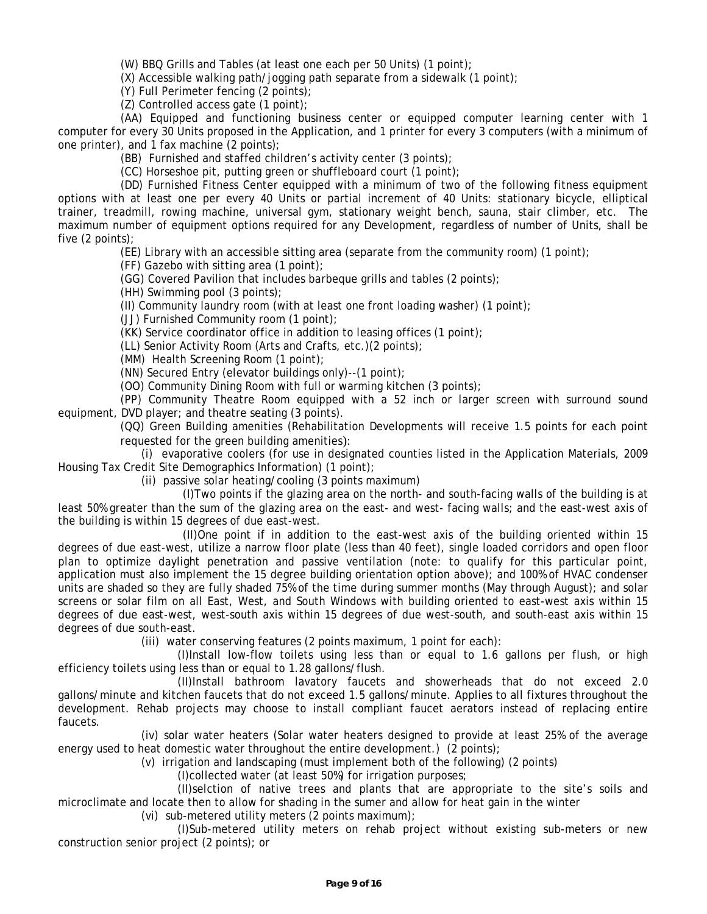(W) BBQ Grills and Tables (at least one each per 50 Units) (1 point);

(X) Accessible walking path/jogging path separate from a sidewalk (1 point);

(Y) Full Perimeter fencing (2 points);

(Z) Controlled access gate (1 point);

(AA) Equipped and functioning business center or equipped computer learning center with 1 computer for every 30 Units proposed in the Application, and 1 printer for every 3 computers (with a minimum of one printer), and 1 fax machine (2 points);

(BB) Furnished and staffed children's activity center (3 points);

(CC) Horseshoe pit, putting green or shuffleboard court (1 point);

(DD) Furnished Fitness Center equipped with a minimum of two of the following fitness equipment options with at least one per every 40 Units or partial increment of 40 Units: stationary bicycle, elliptical trainer, treadmill, rowing machine, universal gym, stationary weight bench, sauna, stair climber, etc. The maximum number of equipment options required for any Development, regardless of number of Units, shall be five (2 points);

(EE) Library with an accessible sitting area (separate from the community room) (1 point);

(FF) Gazebo with sitting area (1 point);

(GG) Covered Pavilion that includes barbeque grills and tables (2 points);

(HH) Swimming pool (3 points);

(II) Community laundry room (with at least one front loading washer) (1 point);

(JJ) Furnished Community room (1 point);

(KK) Service coordinator office in addition to leasing offices (1 point);

(LL) Senior Activity Room (Arts and Crafts, etc.)(2 points);

(MM) Health Screening Room (1 point);

(NN) Secured Entry (elevator buildings only)--(1 point);

(OO) Community Dining Room with full or warming kitchen (3 points);

(PP) Community Theatre Room equipped with a 52 inch or larger screen with surround sound equipment, DVD player; and theatre seating (3 points).

(QQ) Green Building amenities (Rehabilitation Developments will receive 1.5 points for each point requested for the green building amenities):

(i) evaporative coolers (for use in designated counties listed in the Application Materials, 2009 Housing Tax Credit Site Demographics Information) (1 point);

(ii) passive solar heating/cooling (3 points maximum)

(I)Two points if the glazing area on the north- and south-facing walls of the building is at least 50% greater than the sum of the glazing area on the east- and west- facing walls; and the east-west axis of the building is within 15 degrees of due east-west.

(II)One point if in addition to the east-west axis of the building oriented within 15 degrees of due east-west, utilize a narrow floor plate (less than 40 feet), single loaded corridors and open floor plan to optimize daylight penetration and passive ventilation (note: to qualify for this particular point, application must also implement the 15 degree building orientation option above); and 100% of HVAC condenser units are shaded so they are fully shaded 75% of the time during summer months (May through August); and solar screens or solar film on all East, West, and South Windows with building oriented to east-west axis within 15 degrees of due east-west, west-south axis within 15 degrees of due west-south, and south-east axis within 15 degrees of due south-east.

(iii) water conserving features (2 points maximum, 1 point for each):

(I)Install low-flow toilets using less than or equal to 1.6 gallons per flush, or high efficiency toilets using less than or equal to 1.28 gallons/flush.

(II)Install bathroom lavatory faucets and showerheads that do not exceed 2.0 gallons/minute and kitchen faucets that do not exceed 1.5 gallons/minute. Applies to all fixtures throughout the development. Rehab projects may choose to install compliant faucet aerators instead of replacing entire faucets.

(iv) solar water heaters (Solar water heaters designed to provide at least 25% of the average energy used to heat domestic water throughout the entire development.) (2 points);

(v) irrigation and landscaping (must implement both of the following) (2 points)

(I)collected water (at least 50%) for irrigation purposes;

(II)selction of native trees and plants that are appropriate to the site's soils and microclimate and locate then to allow for shading in the sumer and allow for heat gain in the winter

(vi) sub-metered utility meters (2 points maximum);

(I)Sub-metered utility meters on rehab project without existing sub-meters or new construction senior project (2 points); or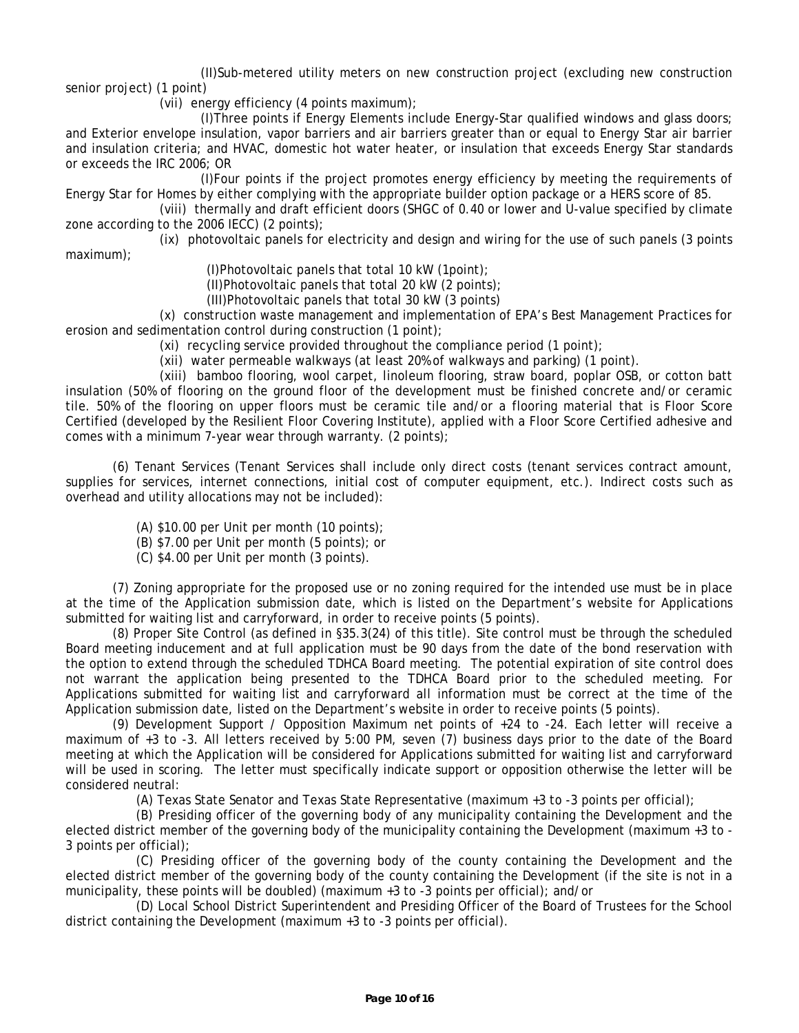(II)Sub-metered utility meters on new construction project (excluding new construction senior project) (1 point)

(vii) energy efficiency (4 points maximum);

(I)Three points if Energy Elements include Energy-Star qualified windows and glass doors; and Exterior envelope insulation, vapor barriers and air barriers greater than or equal to Energy Star air barrier and insulation criteria; and HVAC, domestic hot water heater, or insulation that exceeds Energy Star standards or exceeds the IRC 2006; OR

(I)Four points if the project promotes energy efficiency by meeting the requirements of Energy Star for Homes by either complying with the appropriate builder option package or a HERS score of 85.

(viii) thermally and draft efficient doors (SHGC of 0.40 or lower and U-value specified by climate zone according to the 2006 IECC) (2 points);

(ix) photovoltaic panels for electricity and design and wiring for the use of such panels (3 points maximum);

(I)Photovoltaic panels that total 10 kW (1point);

(II)Photovoltaic panels that total 20 kW (2 points);

(III)Photovoltaic panels that total 30 kW (3 points)

(x) construction waste management and implementation of EPA's Best Management Practices for erosion and sedimentation control during construction (1 point);

(xi) recycling service provided throughout the compliance period (1 point);

(xii) water permeable walkways (at least 20% of walkways and parking) (1 point).

(xiii) bamboo flooring, wool carpet, linoleum flooring, straw board, poplar OSB, or cotton batt insulation (50% of flooring on the ground floor of the development must be finished concrete and/or ceramic tile. 50% of the flooring on upper floors must be ceramic tile and/or a flooring material that is Floor Score Certified (developed by the Resilient Floor Covering Institute), applied with a Floor Score Certified adhesive and comes with a minimum 7-year wear through warranty. (2 points);

(6) Tenant Services (Tenant Services shall include only direct costs (tenant services contract amount, supplies for services, internet connections, initial cost of computer equipment, etc.). Indirect costs such as overhead and utility allocations may not be included):

(A) $10.00 per Unit per month (10 points);

(B) $7.00 per Unit per month (5 points); or

(C) $4.00 per Unit per month (3 points).

(7) Zoning appropriate for the proposed use or no zoning required for the intended use must be in place at the time of the Application submission date, which is listed on the Department's website for Applications submitted for waiting list and carryforward, in order to receive points (5 points).

(8) Proper Site Control (as defined in §35.3(24) of this title). Site control must be through the scheduled Board meeting inducement and at full application must be 90 days from the date of the bond reservation with the option to extend through the scheduled TDHCA Board meeting. The potential expiration of site control does not warrant the application being presented to the TDHCA Board prior to the scheduled meeting. For Applications submitted for waiting list and carryforward all information must be correct at the time of the Application submission date, listed on the Department's website in order to receive points (5 points).

(9) Development Support / Opposition Maximum net points of +24 to -24. Each letter will receive a maximum of +3 to -3. All letters received by 5:00 PM, seven (7) business days prior to the date of the Board meeting at which the Application will be considered for Applications submitted for waiting list and carryforward will be used in scoring. The letter must specifically indicate support or opposition otherwise the letter will be considered neutral:

(A) Texas State Senator and Texas State Representative (maximum +3 to -3 points per official);

(B) Presiding officer of the governing body of any municipality containing the Development and the elected district member of the governing body of the municipality containing the Development (maximum +3 to -3 points per official);

(C) Presiding officer of the governing body of the county containing the Development and the elected district member of the governing body of the county containing the Development (if the site is not in a municipality, these points will be doubled) (maximum +3 to -3 points per official); and/or

(D) Local School District Superintendent and Presiding Officer of the Board of Trustees for the School district containing the Development (maximum +3 to -3 points per official).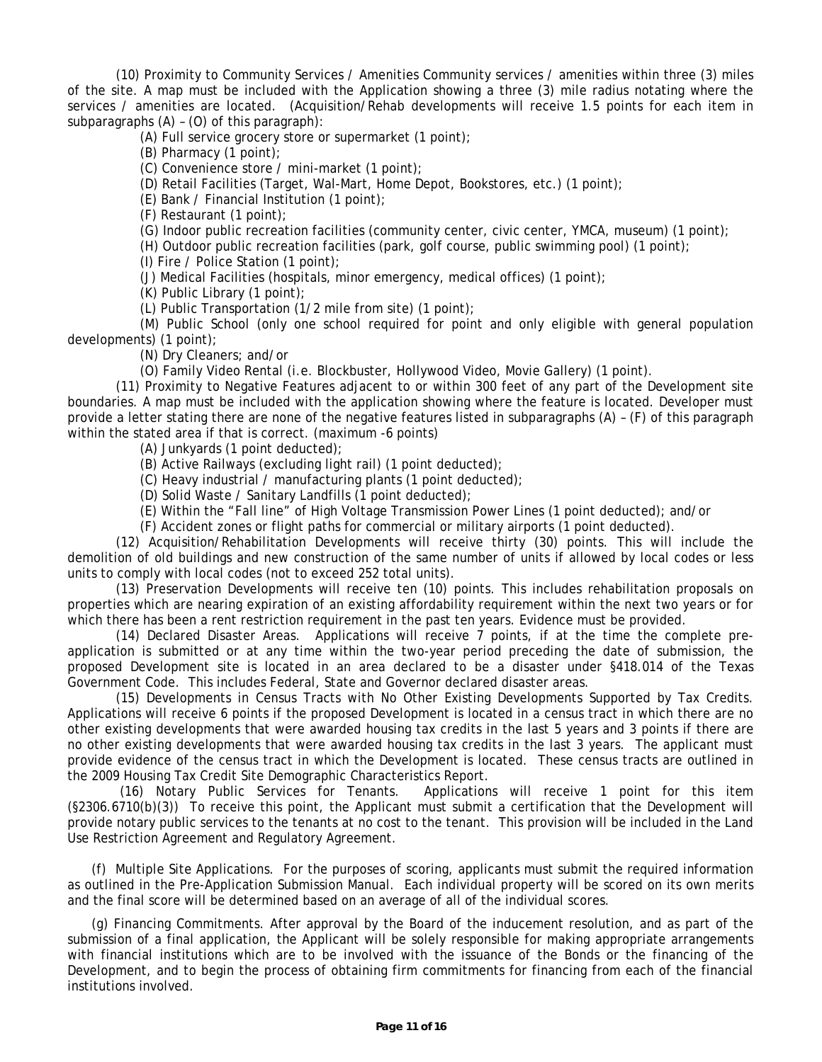(10) Proximity to Community Services / Amenities Community services / amenities within three (3) miles of the site. A map must be included with the Application showing a three (3) mile radius notating where the services / amenities are located. (Acquisition/Rehab developments will receive 1.5 points for each item in subparagraphs (A) – (O) of this paragraph):

(A) Full service grocery store or supermarket (1 point);

(B) Pharmacy (1 point);

(C) Convenience store / mini-market (1 point);

(D) Retail Facilities (Target, Wal-Mart, Home Depot, Bookstores, etc.) (1 point);

(E) Bank / Financial Institution (1 point);

(F) Restaurant (1 point);

(G) Indoor public recreation facilities (community center, civic center, YMCA, museum) (1 point);

(H) Outdoor public recreation facilities (park, golf course, public swimming pool) (1 point);

(I) Fire / Police Station (1 point);

(J) Medical Facilities (hospitals, minor emergency, medical offices) (1 point);

(K) Public Library (1 point);

(L) Public Transportation (1/2 mile from site) (1 point);

(M) Public School (only one school required for point and only eligible with general population developments) (1 point);

(N) Dry Cleaners; and/or

(O) Family Video Rental (i.e. Blockbuster, Hollywood Video, Movie Gallery) (1 point).

(11) Proximity to Negative Features adjacent to or within 300 feet of any part of the Development site boundaries. A map must be included with the application showing where the feature is located. Developer must provide a letter stating there are none of the negative features listed in subparagraphs (A) – (F) of this paragraph within the stated area if that is correct. (maximum -6 points)

(A) Junkyards (1 point deducted);

(B) Active Railways (excluding light rail) (1 point deducted);

(C) Heavy industrial / manufacturing plants (1 point deducted);

(D) Solid Waste / Sanitary Landfills (1 point deducted);

(E) Within the "Fall line" of High Voltage Transmission Power Lines (1 point deducted); and/or

(F) Accident zones or flight paths for commercial or military airports (1 point deducted).

(12) Acquisition/Rehabilitation Developments will receive thirty (30) points. This will include the demolition of old buildings and new construction of the same number of units if allowed by local codes or less units to comply with local codes (not to exceed 252 total units).

(13) Preservation Developments will receive ten (10) points. This includes rehabilitation proposals on properties which are nearing expiration of an existing affordability requirement within the next two years or for which there has been a rent restriction requirement in the past ten years. Evidence must be provided.

(14) Declared Disaster Areas. Applications will receive 7 points, if at the time the complete pre-application is submitted or at any time within the two-year period preceding the date of submission, the proposed Development site is located in an area declared to be a disaster under §418.014 of the Texas Government Code. This includes Federal, State and Governor declared disaster areas.

(15) Developments in Census Tracts with No Other Existing Developments Supported by Tax Credits. Applications will receive 6 points if the proposed Development is located in a census tract in which there are no other existing developments that were awarded housing tax credits in the last 5 years and 3 points if there are no other existing developments that were awarded housing tax credits in the last 3 years. The applicant must provide evidence of the census tract in which the Development is located. These census tracts are outlined in the 2009 Housing Tax Credit Site Demographic Characteristics Report.

(16) Notary Public Services for Tenants. Applications will receive 1 point for this item (§2306.6710(b)(3)) To receive this point, the Applicant must submit a certification that the Development will provide notary public services to the tenants at no cost to the tenant. This provision will be included in the Land Use Restriction Agreement and Regulatory Agreement.

(f) Multiple Site Applications. For the purposes of scoring, applicants must submit the required information as outlined in the Pre-Application Submission Manual. Each individual property will be scored on its own merits and the final score will be determined based on an average of all of the individual scores.

(g) Financing Commitments. After approval by the Board of the inducement resolution, and as part of the submission of a final application, the Applicant will be solely responsible for making appropriate arrangements with financial institutions which are to be involved with the issuance of the Bonds or the financing of the Development, and to begin the process of obtaining firm commitments for financing from each of the financial institutions involved.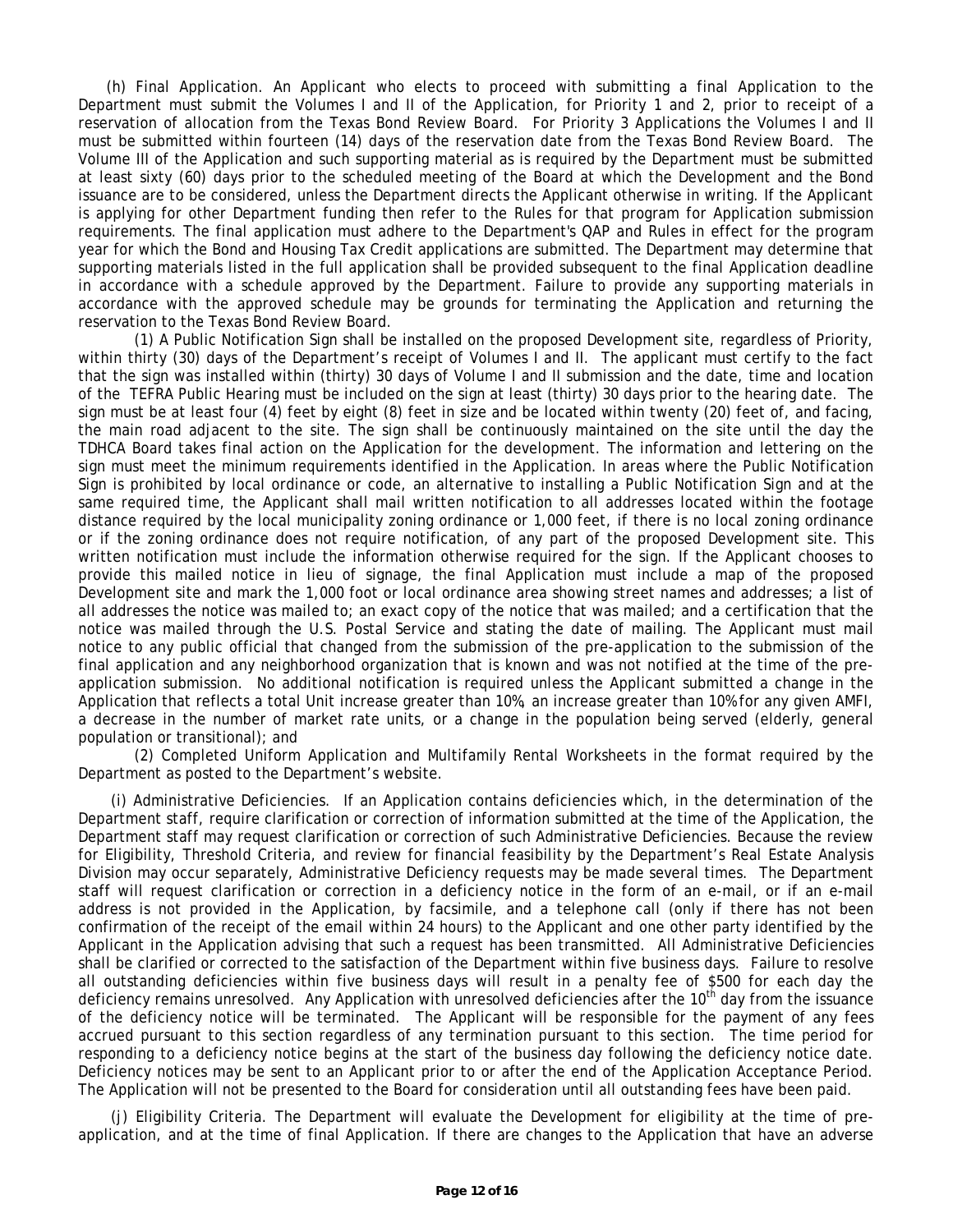(h) Final Application. An Applicant who elects to proceed with submitting a final Application to the Department must submit the Volumes I and II of the Application, for Priority 1 and 2, prior to receipt of a reservation of allocation from the Texas Bond Review Board. For Priority 3 Applications the Volumes I and II must be submitted within fourteen (14) days of the reservation date from the Texas Bond Review Board. The Volume III of the Application and such supporting material as is required by the Department must be submitted at least sixty (60) days prior to the scheduled meeting of the Board at which the Development and the Bond issuance are to be considered, unless the Department directs the Applicant otherwise in writing. If the Applicant is applying for other Department funding then refer to the Rules for that program for Application submission requirements. The final application must adhere to the Department's QAP and Rules in effect for the program year for which the Bond and Housing Tax Credit applications are submitted. The Department may determine that supporting materials listed in the full application shall be provided subsequent to the final Application deadline in accordance with a schedule approved by the Department. Failure to provide any supporting materials in accordance with the approved schedule may be grounds for terminating the Application and returning the reservation to the Texas Bond Review Board.

(1) A Public Notification Sign shall be installed on the proposed Development site, regardless of Priority, within thirty (30) days of the Department's receipt of Volumes I and II. The applicant must certify to the fact that the sign was installed within (thirty) 30 days of Volume I and II submission and the date, time and location of the TEFRA Public Hearing must be included on the sign at least (thirty) 30 days prior to the hearing date. The sign must be at least four (4) feet by eight (8) feet in size and be located within twenty (20) feet of, and facing, the main road adjacent to the site. The sign shall be continuously maintained on the site until the day the TDHCA Board takes final action on the Application for the development. The information and lettering on the sign must meet the minimum requirements identified in the Application. In areas where the Public Notification Sign is prohibited by local ordinance or code, an alternative to installing a Public Notification Sign and at the same required time, the Applicant shall mail written notification to all addresses located within the footage distance required by the local municipality zoning ordinance or 1,000 feet, if there is no local zoning ordinance or if the zoning ordinance does not require notification, of any part of the proposed Development site. This written notification must include the information otherwise required for the sign. If the Applicant chooses to provide this mailed notice in lieu of signage, the final Application must include a map of the proposed Development site and mark the 1,000 foot or local ordinance area showing street names and addresses; a list of all addresses the notice was mailed to; an exact copy of the notice that was mailed; and a certification that the notice was mailed through the U.S. Postal Service and stating the date of mailing. The Applicant must mail notice to any public official that changed from the submission of the pre-application to the submission of the final application and any neighborhood organization that is known and was not notified at the time of the pre-application submission. No additional notification is required unless the Applicant submitted a change in the Application that reflects a total Unit increase greater than 10%, an increase greater than 10% for any given AMFI, a decrease in the number of market rate units, or a change in the population being served (elderly, general population or transitional); and

(2) Completed Uniform Application and Multifamily Rental Worksheets in the format required by the Department as posted to the Department's website.

(i) Administrative Deficiencies. If an Application contains deficiencies which, in the determination of the Department staff, require clarification or correction of information submitted at the time of the Application, the Department staff may request clarification or correction of such Administrative Deficiencies. Because the review for Eligibility, Threshold Criteria, and review for financial feasibility by the Department's Real Estate Analysis Division may occur separately, Administrative Deficiency requests may be made several times. The Department staff will request clarification or correction in a deficiency notice in the form of an e-mail, or if an e-mail address is not provided in the Application, by facsimile, and a telephone call (only if there has not been confirmation of the receipt of the email within 24 hours) to the Applicant and one other party identified by the Applicant in the Application advising that such a request has been transmitted. All Administrative Deficiencies shall be clarified or corrected to the satisfaction of the Department within five business days. Failure to resolve all outstanding deficiencies within five business days will result in a penalty fee of $500 for each day the deficiency remains unresolved. Any Application with unresolved deficiencies after the 10th day from the issuance of the deficiency notice will be terminated. The Applicant will be responsible for the payment of any fees accrued pursuant to this section regardless of any termination pursuant to this section. The time period for responding to a deficiency notice begins at the start of the business day following the deficiency notice date. Deficiency notices may be sent to an Applicant prior to or after the end of the Application Acceptance Period. The Application will not be presented to the Board for consideration until all outstanding fees have been paid.

(j) Eligibility Criteria. The Department will evaluate the Development for eligibility at the time of pre-application, and at the time of final Application. If there are changes to the Application that have an adverse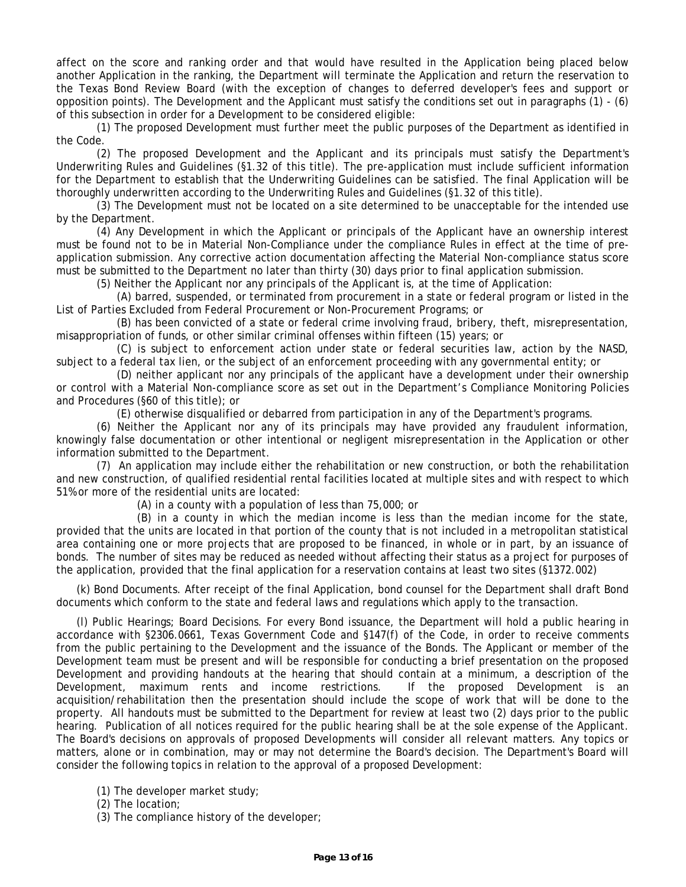affect on the score and ranking order and that would have resulted in the Application being placed below another Application in the ranking, the Department will terminate the Application and return the reservation to the Texas Bond Review Board (with the exception of changes to deferred developer's fees and support or opposition points). The Development and the Applicant must satisfy the conditions set out in paragraphs (1) - (6) of this subsection in order for a Development to be considered eligible:

(1) The proposed Development must further meet the public purposes of the Department as identified in the Code.

(2) The proposed Development and the Applicant and its principals must satisfy the Department's Underwriting Rules and Guidelines (§1.32 of this title). The pre-application must include sufficient information for the Department to establish that the Underwriting Guidelines can be satisfied. The final Application will be thoroughly underwritten according to the Underwriting Rules and Guidelines (§1.32 of this title).

(3) The Development must not be located on a site determined to be unacceptable for the intended use by the Department.

(4) Any Development in which the Applicant or principals of the Applicant have an ownership interest must be found not to be in Material Non-Compliance under the compliance Rules in effect at the time of pre-application submission. Any corrective action documentation affecting the Material Non-compliance status score must be submitted to the Department no later than thirty (30) days prior to final application submission.

(5) Neither the Applicant nor any principals of the Applicant is, at the time of Application:

(A) barred, suspended, or terminated from procurement in a state or federal program or listed in the List of Parties Excluded from Federal Procurement or Non-Procurement Programs; or

(B) has been convicted of a state or federal crime involving fraud, bribery, theft, misrepresentation, misappropriation of funds, or other similar criminal offenses within fifteen (15) years; or

(C) is subject to enforcement action under state or federal securities law, action by the NASD, subject to a federal tax lien, or the subject of an enforcement proceeding with any governmental entity; or

(D) neither applicant nor any principals of the applicant have a development under their ownership or control with a Material Non-compliance score as set out in the Department's Compliance Monitoring Policies and Procedures (§60 of this title); or

(E) otherwise disqualified or debarred from participation in any of the Department's programs.

(6) Neither the Applicant nor any of its principals may have provided any fraudulent information, knowingly false documentation or other intentional or negligent misrepresentation in the Application or other information submitted to the Department.

(7) An application may include either the rehabilitation or new construction, or both the rehabilitation and new construction, of qualified residential rental facilities located at multiple sites and with respect to which 51% or more of the residential units are located:

(A) in a county with a population of less than 75,000; or

(B) in a county in which the median income is less than the median income for the state, provided that the units are located in that portion of the county that is not included in a metropolitan statistical area containing one or more projects that are proposed to be financed, in whole or in part, by an issuance of bonds. The number of sites may be reduced as needed without affecting their status as a project for purposes of the application, provided that the final application for a reservation contains at least two sites (§1372.002)

(k) Bond Documents. After receipt of the final Application, bond counsel for the Department shall draft Bond documents which conform to the state and federal laws and regulations which apply to the transaction.

(l) Public Hearings; Board Decisions. For every Bond issuance, the Department will hold a public hearing in accordance with §2306.0661, Texas Government Code and §147(f) of the Code, in order to receive comments from the public pertaining to the Development and the issuance of the Bonds. The Applicant or member of the Development team must be present and will be responsible for conducting a brief presentation on the proposed Development and providing handouts at the hearing that should contain at a minimum, a description of the Development, maximum rents and income restrictions. If the proposed Development is an acquisition/rehabilitation then the presentation should include the scope of work that will be done to the property. All handouts must be submitted to the Department for review at least two (2) days prior to the public hearing. Publication of all notices required for the public hearing shall be at the sole expense of the Applicant. The Board's decisions on approvals of proposed Developments will consider all relevant matters. Any topics or matters, alone or in combination, may or may not determine the Board's decision. The Department's Board will consider the following topics in relation to the approval of a proposed Development:

(1) The developer market study;

(2) The location;

(3) The compliance history of the developer;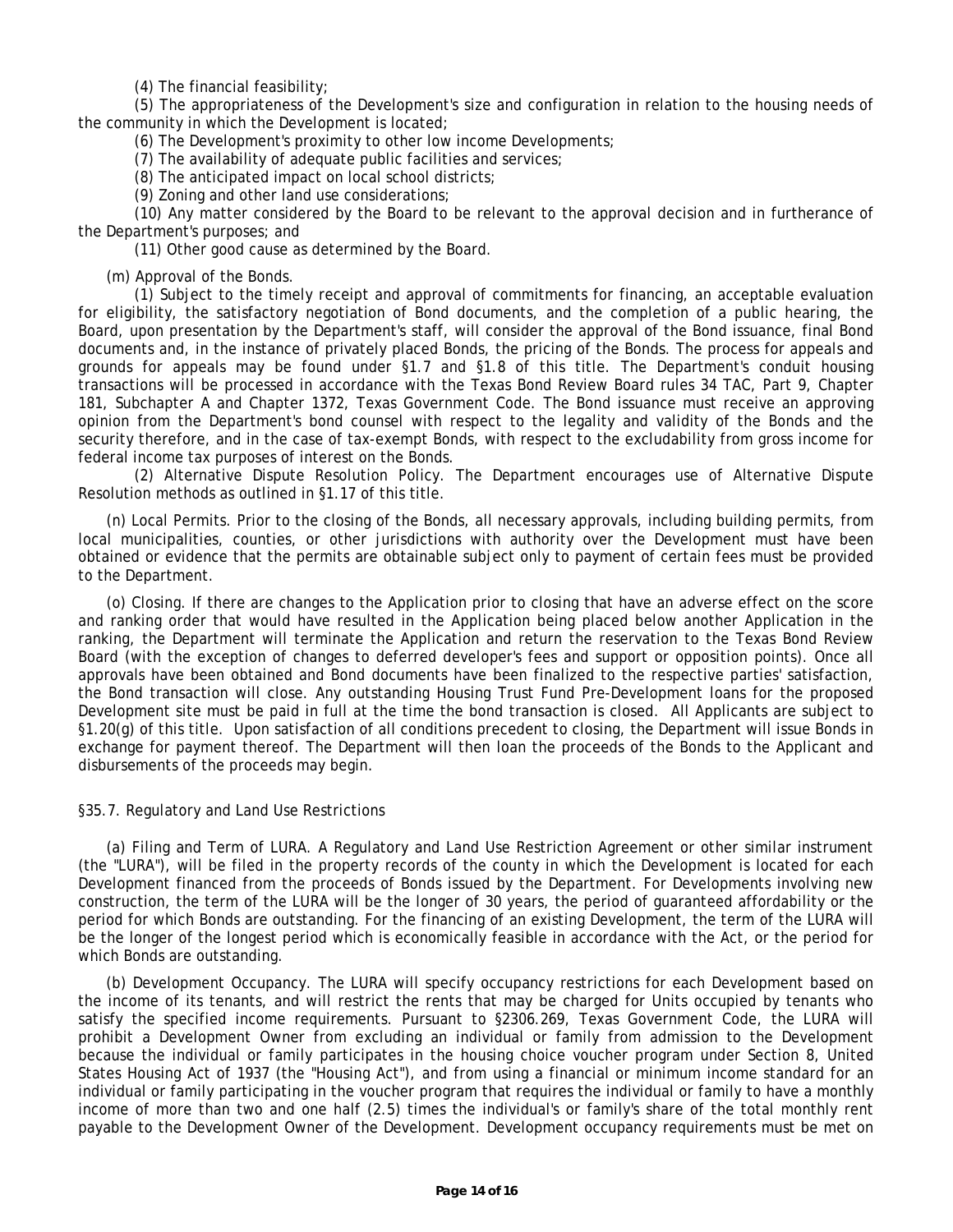(4) The financial feasibility;

(5) The appropriateness of the Development's size and configuration in relation to the housing needs of the community in which the Development is located;

(6) The Development's proximity to other low income Developments;

(7) The availability of adequate public facilities and services;

(8) The anticipated impact on local school districts;

(9) Zoning and other land use considerations;

(10) Any matter considered by the Board to be relevant to the approval decision and in furtherance of the Department's purposes; and

(11) Other good cause as determined by the Board.

(m) Approval of the Bonds.

(1) Subject to the timely receipt and approval of commitments for financing, an acceptable evaluation for eligibility, the satisfactory negotiation of Bond documents, and the completion of a public hearing, the Board, upon presentation by the Department's staff, will consider the approval of the Bond issuance, final Bond documents and, in the instance of privately placed Bonds, the pricing of the Bonds. The process for appeals and grounds for appeals may be found under §1.7 and §1.8 of this title. The Department's conduit housing transactions will be processed in accordance with the Texas Bond Review Board rules 34 TAC, Part 9, Chapter 181, Subchapter A and Chapter 1372, Texas Government Code. The Bond issuance must receive an approving opinion from the Department's bond counsel with respect to the legality and validity of the Bonds and the security therefore, and in the case of tax-exempt Bonds, with respect to the excludability from gross income for federal income tax purposes of interest on the Bonds.

(2) Alternative Dispute Resolution Policy. The Department encourages use of Alternative Dispute Resolution methods as outlined in §1.17 of this title.

(n) Local Permits. Prior to the closing of the Bonds, all necessary approvals, including building permits, from local municipalities, counties, or other jurisdictions with authority over the Development must have been obtained or evidence that the permits are obtainable subject only to payment of certain fees must be provided to the Department.

(o) Closing. If there are changes to the Application prior to closing that have an adverse effect on the score and ranking order that would have resulted in the Application being placed below another Application in the ranking, the Department will terminate the Application and return the reservation to the Texas Bond Review Board (with the exception of changes to deferred developer's fees and support or opposition points). Once all approvals have been obtained and Bond documents have been finalized to the respective parties' satisfaction, the Bond transaction will close. Any outstanding Housing Trust Fund Pre-Development loans for the proposed Development site must be paid in full at the time the bond transaction is closed. All Applicants are subject to §1.20(g) of this title. Upon satisfaction of all conditions precedent to closing, the Department will issue Bonds in exchange for payment thereof. The Department will then loan the proceeds of the Bonds to the Applicant and disbursements of the proceeds may begin.

§35.7. Regulatory and Land Use Restrictions

(a) Filing and Term of LURA. A Regulatory and Land Use Restriction Agreement or other similar instrument (the "LURA"), will be filed in the property records of the county in which the Development is located for each Development financed from the proceeds of Bonds issued by the Department. For Developments involving new construction, the term of the LURA will be the longer of 30 years, the period of guaranteed affordability or the period for which Bonds are outstanding. For the financing of an existing Development, the term of the LURA will be the longer of the longest period which is economically feasible in accordance with the Act, or the period for which Bonds are outstanding.

(b) Development Occupancy. The LURA will specify occupancy restrictions for each Development based on the income of its tenants, and will restrict the rents that may be charged for Units occupied by tenants who satisfy the specified income requirements. Pursuant to §2306.269, Texas Government Code, the LURA will prohibit a Development Owner from excluding an individual or family from admission to the Development because the individual or family participates in the housing choice voucher program under Section 8, United States Housing Act of 1937 (the "Housing Act"), and from using a financial or minimum income standard for an individual or family participating in the voucher program that requires the individual or family to have a monthly income of more than two and one half (2.5) times the individual's or family's share of the total monthly rent payable to the Development Owner of the Development. Development occupancy requirements must be met on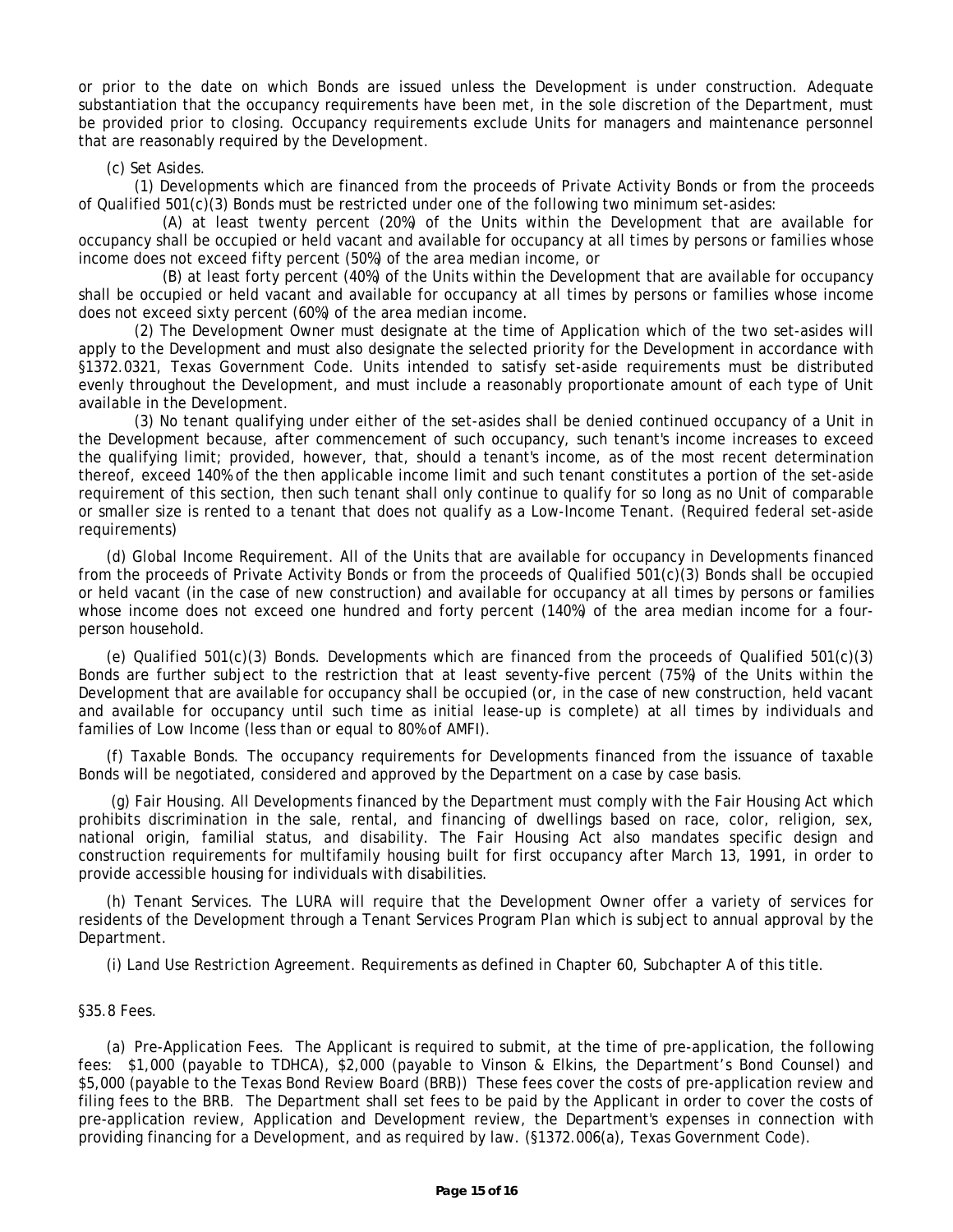or prior to the date on which Bonds are issued unless the Development is under construction. Adequate substantiation that the occupancy requirements have been met, in the sole discretion of the Department, must be provided prior to closing. Occupancy requirements exclude Units for managers and maintenance personnel that are reasonably required by the Development.

(c) Set Asides.

(1) Developments which are financed from the proceeds of Private Activity Bonds or from the proceeds of Qualified 501(c)(3) Bonds must be restricted under one of the following two minimum set-asides:

(A) at least twenty percent (20%) of the Units within the Development that are available for occupancy shall be occupied or held vacant and available for occupancy at all times by persons or families whose income does not exceed fifty percent (50%) of the area median income, or

(B) at least forty percent (40%) of the Units within the Development that are available for occupancy shall be occupied or held vacant and available for occupancy at all times by persons or families whose income does not exceed sixty percent (60%) of the area median income.

(2) The Development Owner must designate at the time of Application which of the two set-asides will apply to the Development and must also designate the selected priority for the Development in accordance with §1372.0321, Texas Government Code. Units intended to satisfy set-aside requirements must be distributed evenly throughout the Development, and must include a reasonably proportionate amount of each type of Unit available in the Development.

(3) No tenant qualifying under either of the set-asides shall be denied continued occupancy of a Unit in the Development because, after commencement of such occupancy, such tenant's income increases to exceed the qualifying limit; provided, however, that, should a tenant's income, as of the most recent determination thereof, exceed 140% of the then applicable income limit and such tenant constitutes a portion of the set-aside requirement of this section, then such tenant shall only continue to qualify for so long as no Unit of comparable or smaller size is rented to a tenant that does not qualify as a Low-Income Tenant. (Required federal set-aside requirements)

(d) Global Income Requirement. All of the Units that are available for occupancy in Developments financed from the proceeds of Private Activity Bonds or from the proceeds of Qualified 501(c)(3) Bonds shall be occupied or held vacant (in the case of new construction) and available for occupancy at all times by persons or families whose income does not exceed one hundred and forty percent (140%) of the area median income for a four-person household.

(e) Qualified 501(c)(3) Bonds. Developments which are financed from the proceeds of Qualified 501(c)(3) Bonds are further subject to the restriction that at least seventy-five percent (75%) of the Units within the Development that are available for occupancy shall be occupied (or, in the case of new construction, held vacant and available for occupancy until such time as initial lease-up is complete) at all times by individuals and families of Low Income (less than or equal to 80% of AMFI).

(f) Taxable Bonds. The occupancy requirements for Developments financed from the issuance of taxable Bonds will be negotiated, considered and approved by the Department on a case by case basis.

(g) Fair Housing. All Developments financed by the Department must comply with the Fair Housing Act which prohibits discrimination in the sale, rental, and financing of dwellings based on race, color, religion, sex, national origin, familial status, and disability. The Fair Housing Act also mandates specific design and construction requirements for multifamily housing built for first occupancy after March 13, 1991, in order to provide accessible housing for individuals with disabilities.

(h) Tenant Services. The LURA will require that the Development Owner offer a variety of services for residents of the Development through a Tenant Services Program Plan which is subject to annual approval by the Department.

(i) Land Use Restriction Agreement. Requirements as defined in Chapter 60, Subchapter A of this title.

§35.8 Fees.

(a) Pre-Application Fees. The Applicant is required to submit, at the time of pre-application, the following fees: $1,000 (payable to TDHCA), $2,000 (payable to Vinson & Elkins, the Department's Bond Counsel) and $5,000 (payable to the Texas Bond Review Board (BRB)) These fees cover the costs of pre-application review and filing fees to the BRB. The Department shall set fees to be paid by the Applicant in order to cover the costs of pre-application review, Application and Development review, the Department's expenses in connection with providing financing for a Development, and as required by law. (§1372.006(a), Texas Government Code).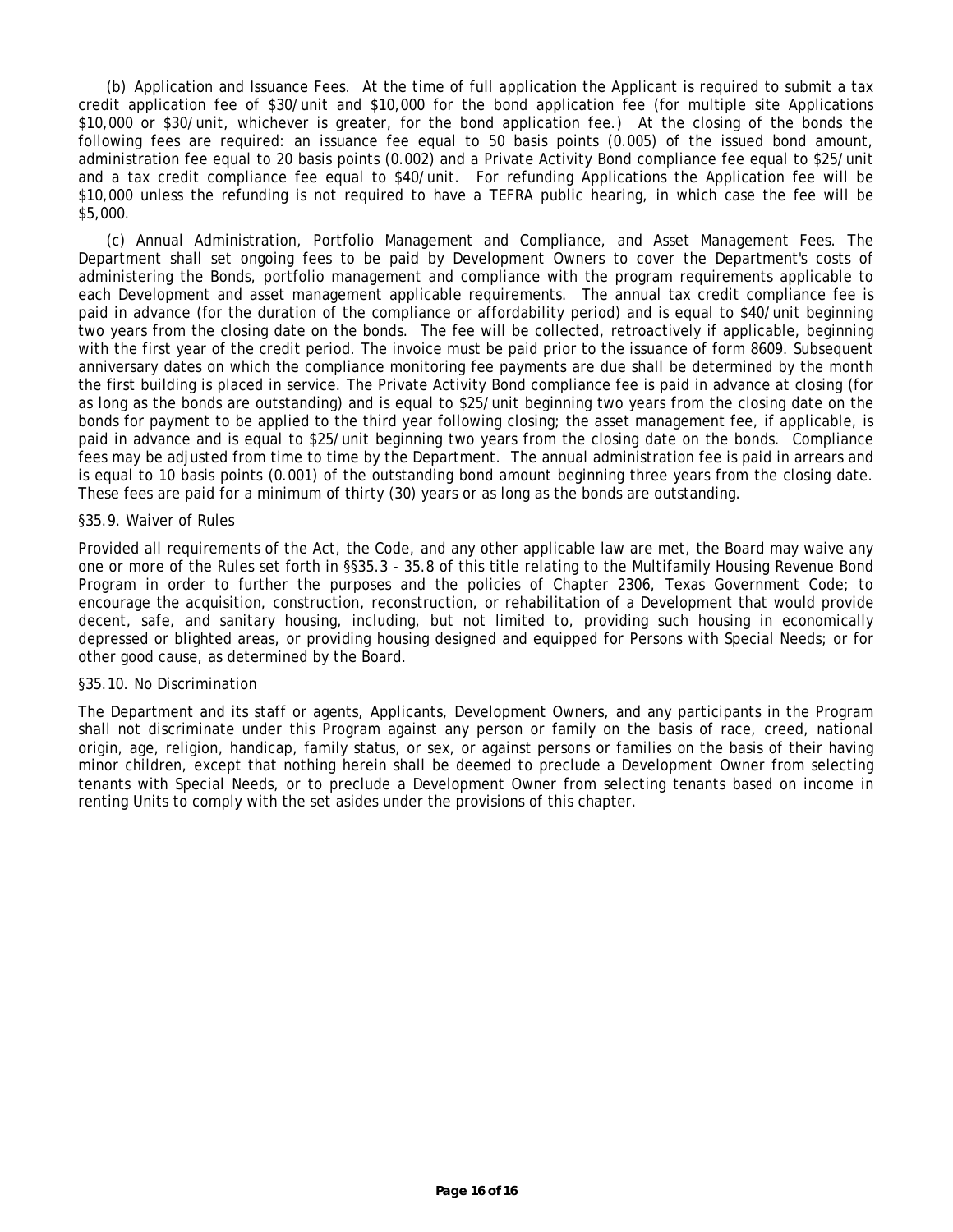(b) Application and Issuance Fees. At the time of full application the Applicant is required to submit a tax credit application fee of $30/unit and $10,000 for the bond application fee (for multiple site Applications $10,000 or $30/unit, whichever is greater, for the bond application fee.) At the closing of the bonds the following fees are required: an issuance fee equal to 50 basis points (0.005) of the issued bond amount, administration fee equal to 20 basis points (0.002) and a Private Activity Bond compliance fee equal to $25/unit and a tax credit compliance fee equal to $40/unit. For refunding Applications the Application fee will be $10,000 unless the refunding is not required to have a TEFRA public hearing, in which case the fee will be $5,000.

(c) Annual Administration, Portfolio Management and Compliance, and Asset Management Fees. The Department shall set ongoing fees to be paid by Development Owners to cover the Department's costs of administering the Bonds, portfolio management and compliance with the program requirements applicable to each Development and asset management applicable requirements. The annual tax credit compliance fee is paid in advance (for the duration of the compliance or affordability period) and is equal to $40/unit beginning two years from the closing date on the bonds. The fee will be collected, retroactively if applicable, beginning with the first year of the credit period. The invoice must be paid prior to the issuance of form 8609. Subsequent anniversary dates on which the compliance monitoring fee payments are due shall be determined by the month the first building is placed in service. The Private Activity Bond compliance fee is paid in advance at closing (for as long as the bonds are outstanding) and is equal to $25/unit beginning two years from the closing date on the bonds for payment to be applied to the third year following closing; the asset management fee, if applicable, is paid in advance and is equal to $25/unit beginning two years from the closing date on the bonds. Compliance fees may be adjusted from time to time by the Department. The annual administration fee is paid in arrears and is equal to 10 basis points (0.001) of the outstanding bond amount beginning three years from the closing date. These fees are paid for a minimum of thirty (30) years or as long as the bonds are outstanding.

§35.9. Waiver of Rules

Provided all requirements of the Act, the Code, and any other applicable law are met, the Board may waive any one or more of the Rules set forth in §§35.3 - 35.8 of this title relating to the Multifamily Housing Revenue Bond Program in order to further the purposes and the policies of Chapter 2306, Texas Government Code; to encourage the acquisition, construction, reconstruction, or rehabilitation of a Development that would provide decent, safe, and sanitary housing, including, but not limited to, providing such housing in economically depressed or blighted areas, or providing housing designed and equipped for Persons with Special Needs; or for other good cause, as determined by the Board.

§35.10. No Discrimination

The Department and its staff or agents, Applicants, Development Owners, and any participants in the Program shall not discriminate under this Program against any person or family on the basis of race, creed, national origin, age, religion, handicap, family status, or sex, or against persons or families on the basis of their having minor children, except that nothing herein shall be deemed to preclude a Development Owner from selecting tenants with Special Needs, or to preclude a Development Owner from selecting tenants based on income in renting Units to comply with the set asides under the provisions of this chapter.